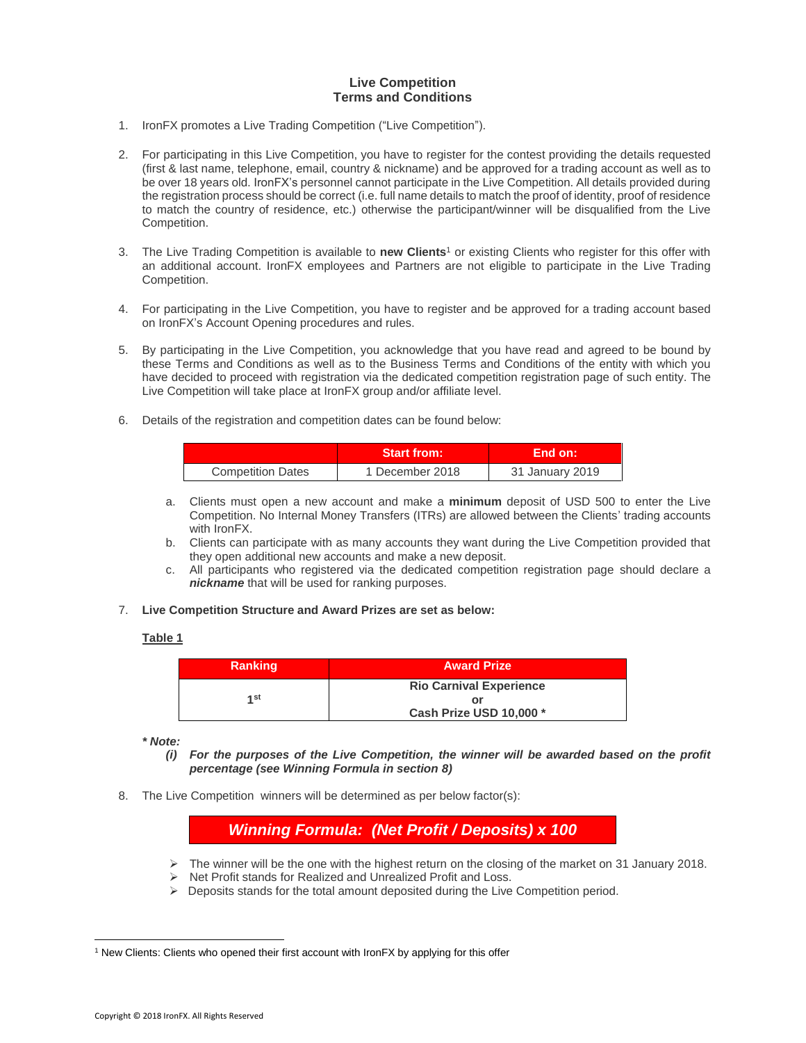# Live Competition
# Terms and Conditions

1. IronFX promotes a Live Trading Competition ("Live Competition").

2. For participating in this Live Competition, you have to register for the contest providing the details requested (first & last name, telephone, email, country & nickname) and be approved for a trading account as well as to be over 18 years old. IronFX's personnel cannot participate in the Live Competition. All details provided during the registration process should be correct (i.e. full name details to match the proof of identity, proof of residence to match the country of residence, etc.) otherwise the participant/winner will be disqualified from the Live Competition.

3. The Live Trading Competition is available to **new Clients**[1] or existing Clients who register for this offer with an additional account. IronFX employees and Partners are not eligible to participate in the Live Trading Competition.

4. For participating in the Live Competition, you have to register and be approved for a trading account based on IronFX's Account Opening procedures and rules.

5. By participating in the Live Competition, you acknowledge that you have read and agreed to be bound by these Terms and Conditions as well as to the Business Terms and Conditions of the entity with which you have decided to proceed with registration via the dedicated competition registration page of such entity. The Live Competition will take place at IronFX group and/or affiliate level.

6. Details of the registration and competition dates can be found below:

| | Start from: | End on: |
|---|---|---|
| Competition Dates | 1 December 2018 | 31 January 2019 |

   a. Clients must open a new account and make a **minimum** deposit of USD 500 to enter the Live Competition. No Internal Money Transfers (ITRs) are allowed between the Clients' trading accounts with IronFX.
   b. Clients can participate with as many accounts they want during the Live Competition provided that they open additional new accounts and make a new deposit.
   c. All participants who registered via the dedicated competition registration page should declare a ***nickname*** that will be used for ranking purposes.

7. **Live Competition Structure and Award Prizes are set as below:**

   **Table 1**

| Ranking | Award Prize |
|---|---|
| 1st | **Rio Carnival Experience or Cash Prize USD 10,000 *** |

   ***\* Note:***
   ***(i) For the purposes of the Live Competition, the winner will be awarded based on the profit percentage (see Winning Formula in section 8)***

8. The Live Competition winners will be determined as per below factor(s):

   ***Winning Formula: (Net Profit / Deposits) x 100***

   - The winner will be the one with the highest return on the closing of the market on 31 January 2018.
   - Net Profit stands for Realized and Unrealized Profit and Loss.
   - Deposits stands for the total amount deposited during the Live Competition period.

---

[1] New Clients: Clients who opened their first account with IronFX by applying for this offer

Copyright © 2018 IronFX. All Rights Reserved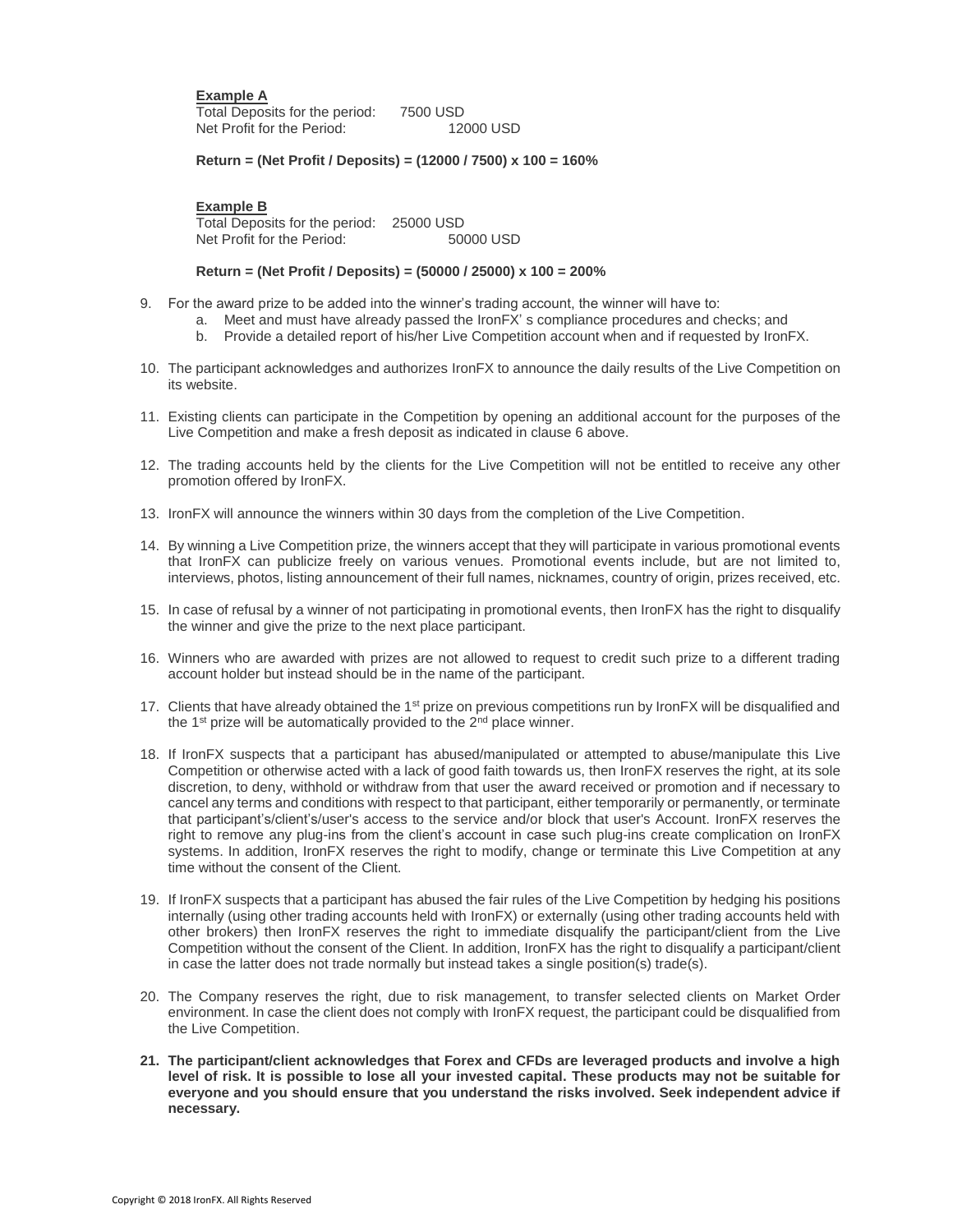**Example A**

Total Deposits for the period: 7500 USD
Net Profit for the Period: 12000 USD

**Return = (Net Profit / Deposits) = (12000 / 7500) x 100 = 160%**

**Example B**

Total Deposits for the period: 25000 USD
Net Profit for the Period: 50000 USD

**Return = (Net Profit / Deposits) = (50000 / 25000) x 100 = 200%**

9. For the award prize to be added into the winner's trading account, the winner will have to:
   a. Meet and must have already passed the IronFX' s compliance procedures and checks; and
   b. Provide a detailed report of his/her Live Competition account when and if requested by IronFX.

10. The participant acknowledges and authorizes IronFX to announce the daily results of the Live Competition on its website.

11. Existing clients can participate in the Competition by opening an additional account for the purposes of the Live Competition and make a fresh deposit as indicated in clause 6 above.

12. The trading accounts held by the clients for the Live Competition will not be entitled to receive any other promotion offered by IronFX.

13. IronFX will announce the winners within 30 days from the completion of the Live Competition.

14. By winning a Live Competition prize, the winners accept that they will participate in various promotional events that IronFX can publicize freely on various venues. Promotional events include, but are not limited to, interviews, photos, listing announcement of their full names, nicknames, country of origin, prizes received, etc.

15. In case of refusal by a winner of not participating in promotional events, then IronFX has the right to disqualify the winner and give the prize to the next place participant.

16. Winners who are awarded with prizes are not allowed to request to credit such prize to a different trading account holder but instead should be in the name of the participant.

17. Clients that have already obtained the 1st prize on previous competitions run by IronFX will be disqualified and the 1st prize will be automatically provided to the 2nd place winner.

18. If IronFX suspects that a participant has abused/manipulated or attempted to abuse/manipulate this Live Competition or otherwise acted with a lack of good faith towards us, then IronFX reserves the right, at its sole discretion, to deny, withhold or withdraw from that user the award received or promotion and if necessary to cancel any terms and conditions with respect to that participant, either temporarily or permanently, or terminate that participant's/client's/user's access to the service and/or block that user's Account. IronFX reserves the right to remove any plug-ins from the client's account in case such plug-ins create complication on IronFX systems. In addition, IronFX reserves the right to modify, change or terminate this Live Competition at any time without the consent of the Client.

19. If IronFX suspects that a participant has abused the fair rules of the Live Competition by hedging his positions internally (using other trading accounts held with IronFX) or externally (using other trading accounts held with other brokers) then IronFX reserves the right to immediate disqualify the participant/client from the Live Competition without the consent of the Client. In addition, IronFX has the right to disqualify a participant/client in case the latter does not trade normally but instead takes a single position(s) trade(s).

20. The Company reserves the right, due to risk management, to transfer selected clients on Market Order environment. In case the client does not comply with IronFX request, the participant could be disqualified from the Live Competition.

21. **The participant/client acknowledges that Forex and CFDs are leveraged products and involve a high level of risk. It is possible to lose all your invested capital. These products may not be suitable for everyone and you should ensure that you understand the risks involved. Seek independent advice if necessary.**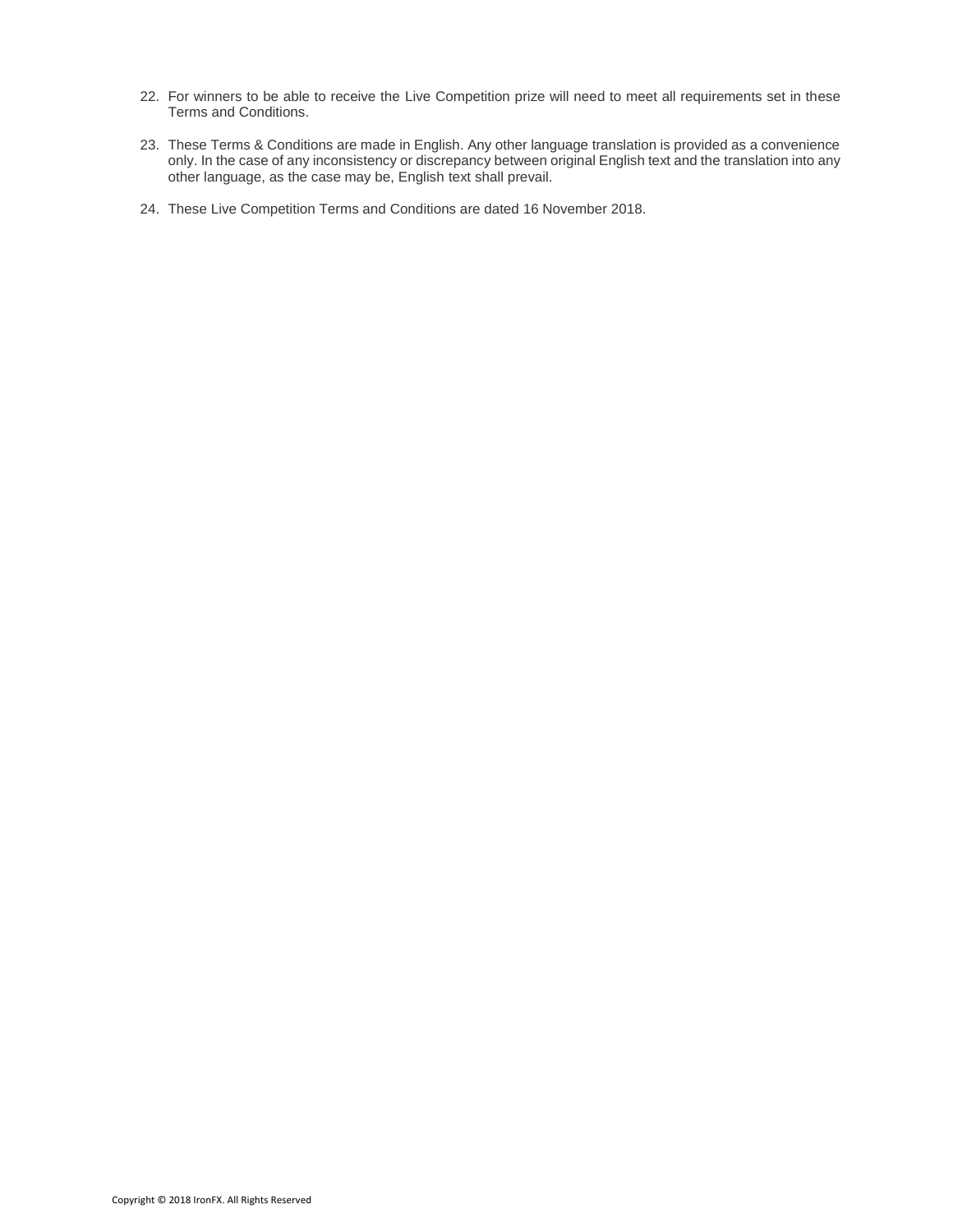22. For winners to be able to receive the Live Competition prize will need to meet all requirements set in these Terms and Conditions.

23. These Terms & Conditions are made in English. Any other language translation is provided as a convenience only. In the case of any inconsistency or discrepancy between original English text and the translation into any other language, as the case may be, English text shall prevail.

24. These Live Competition Terms and Conditions are dated 16 November 2018.